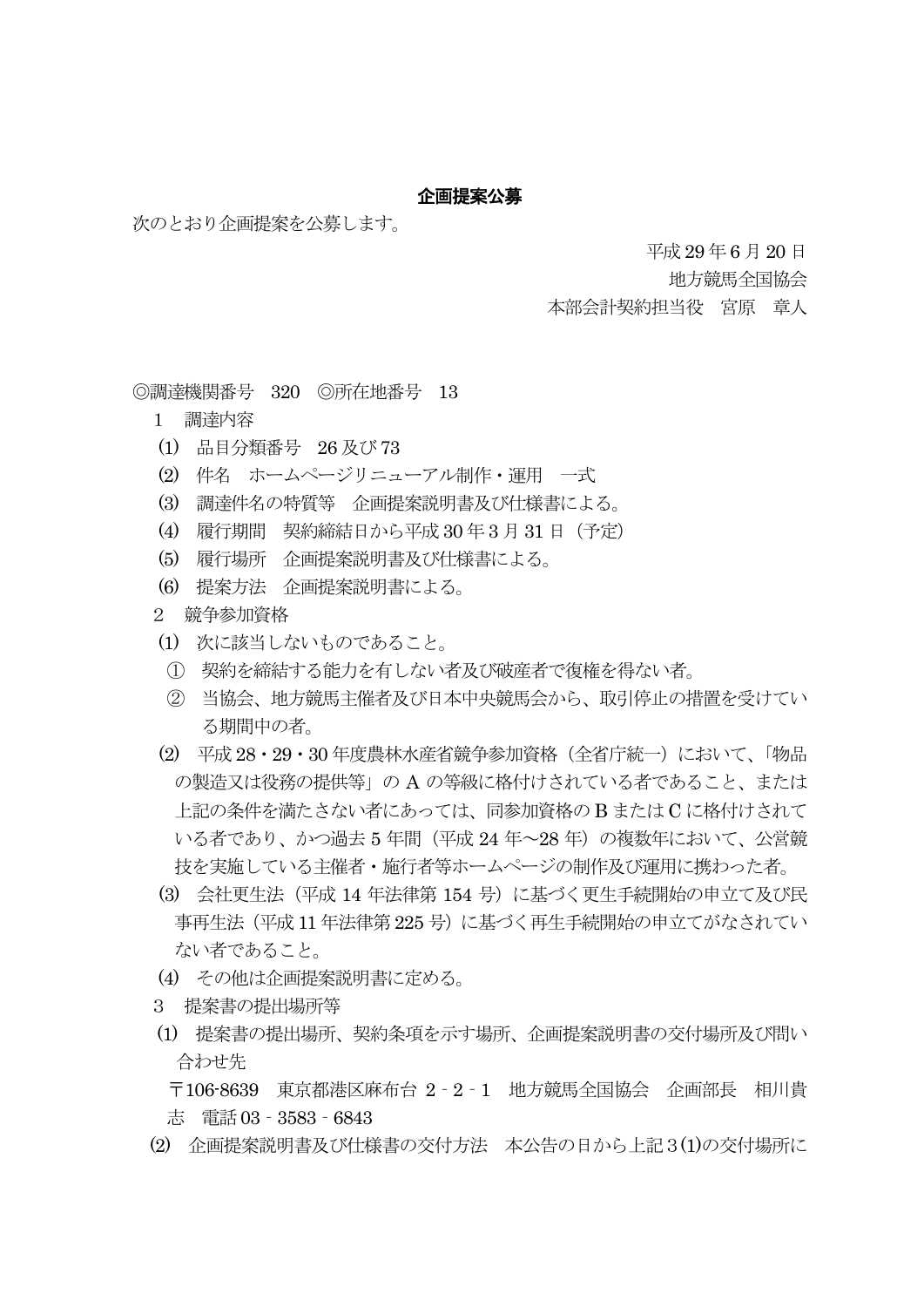# 企画提案公募

次のとおり企画提案を公募します。

平成 29 年 6 月 20 日
地方競馬全国協会
本部会計契約担当役　宮原　章人

◎調達機関番号　320　◎所在地番号　13

1　調達内容

(1)　品目分類番号　26 及び 73

(2)　件名　ホームページリニューアル制作・運用　一式

(3)　調達件名の特質等　企画提案説明書及び仕様書による。

(4)　履行期間　契約締結日から平成 30 年 3 月 31 日（予定）

(5)　履行場所　企画提案説明書及び仕様書による。

(6)　提案方法　企画提案説明書による。

2　競争参加資格

(1)　次に該当しないものであること。

①　契約を締結する能力を有しない者及び破産者で復権を得ない者。

②　当協会、地方競馬主催者及び日本中央競馬会から、取引停止の措置を受けている期間中の者。

(2)　平成 28・29・30 年度農林水産省競争参加資格（全省庁統一）において、「物品の製造又は役務の提供等」の A の等級に格付けされている者であること、または上記の条件を満たさない者にあっては、同参加資格の B または C に格付けされている者であり、かつ過去 5 年間（平成 24 年～28 年）の複数年において、公営競技を実施している主催者・施行者等ホームページの制作及び運用に携わった者。

(3)　会社更生法（平成 14 年法律第 154 号）に基づく更生手続開始の申立て及び民事再生法（平成 11 年法律第 225 号）に基づく再生手続開始の申立てがなされていない者であること。

(4)　その他は企画提案説明書に定める。

3　提案書の提出場所等

(1)　提案書の提出場所、契約条項を示す場所、企画提案説明書の交付場所及び問い合わせ先

〒106-8639　東京都港区麻布台 2 - 2 - 1　地方競馬全国協会　企画部長　相川貴志　電話 03 - 3583 - 6843

(2)　企画提案説明書及び仕様書の交付方法　本公告の日から上記 3 (1)の交付場所に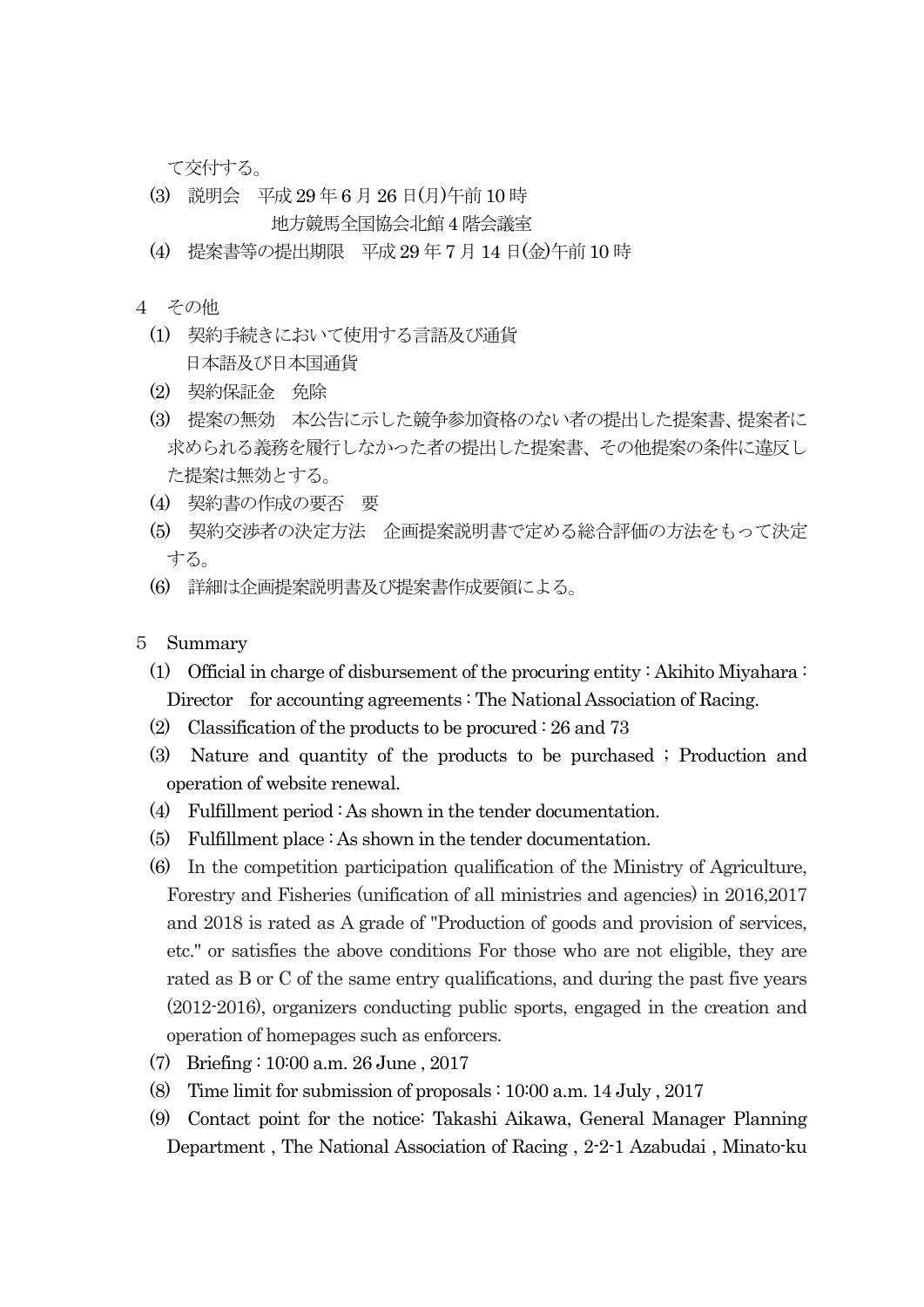て交付する。

(3) 説明会　平成 29 年 6 月 26 日(月)午前 10 時
　　　　地方競馬全国協会北館 4 階会議室

(4) 提案書等の提出期限　平成 29 年 7 月 14 日(金)午前 10 時

4　その他

(1) 契約手続きにおいて使用する言語及び通貨
　　日本語及び日本国通貨

(2) 契約保証金　免除

(3) 提案の無効　本公告に示した競争参加資格のない者の提出した提案書、提案者に求められる義務を履行しなかった者の提出した提案書、その他提案の条件に違反した提案は無効とする。

(4) 契約書の作成の要否　要

(5) 契約交渉者の決定方法　企画提案説明書で定める総合評価の方法をもって決定する。

(6) 詳細は企画提案説明書及び提案書作成要領による。

5　Summary

(1) Official in charge of disbursement of the procuring entity : Akihito Miyahara : Director　for accounting agreements : The National Association of Racing.

(2) Classification of the products to be procured : 26 and 73

(3) Nature and quantity of the products to be purchased ; Production and operation of website renewal.

(4) Fulfillment period : As shown in the tender documentation.

(5) Fulfillment place : As shown in the tender documentation.

(6) In the competition participation qualification of the Ministry of Agriculture, Forestry and Fisheries (unification of all ministries and agencies) in 2016,2017 and 2018 is rated as A grade of "Production of goods and provision of services, etc." or satisfies the above conditions For those who are not eligible, they are rated as B or C of the same entry qualifications, and during the past five years (2012-2016), organizers conducting public sports, engaged in the creation and operation of homepages such as enforcers.

(7) Briefing : 10:00 a.m. 26 June , 2017

(8) Time limit for submission of proposals : 10:00 a.m. 14 July , 2017

(9) Contact point for the notice: Takashi Aikawa, General Manager Planning Department , The National Association of Racing , 2-2-1 Azabudai , Minato-ku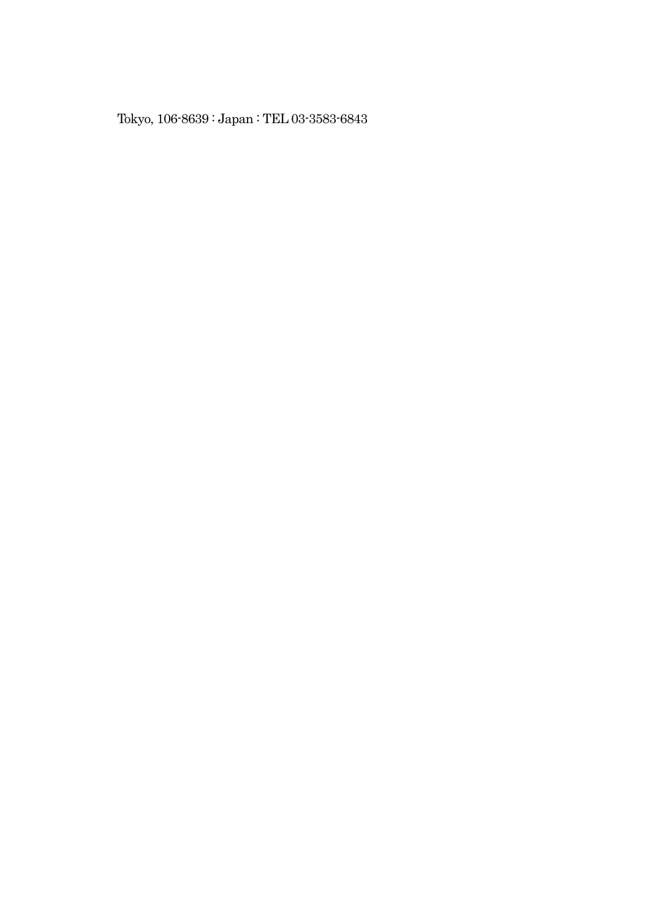Tokyo, 106-8639 : Japan : TEL 03-3583-6843